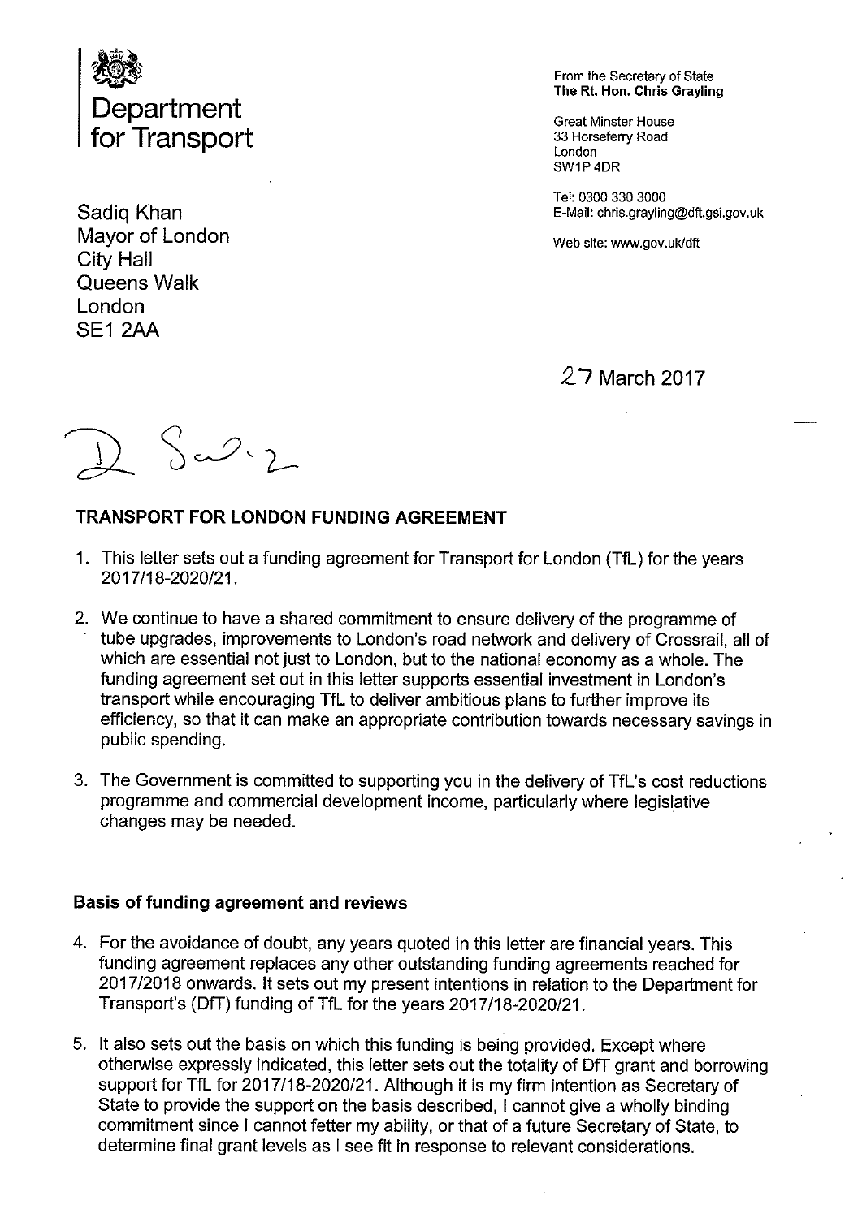Department for Transport

From the Secretary of State
**The Rt. Hon. Chris Grayling**

Great Minster House
33 Horseferry Road
London
SW1P 4DR

Tel: 0300 330 3000
E-Mail: chris.grayling@dft.gsi.gov.uk

Web site: www.gov.uk/dft

Sadiq Khan
Mayor of London
City Hall
Queens Walk
London
SE1 2AA

27 March 2017

D Sadiq

**TRANSPORT FOR LONDON FUNDING AGREEMENT**

1. This letter sets out a funding agreement for Transport for London (TfL) for the years 2017/18-2020/21.

2. We continue to have a shared commitment to ensure delivery of the programme of tube upgrades, improvements to London's road network and delivery of Crossrail, all of which are essential not just to London, but to the national economy as a whole. The funding agreement set out in this letter supports essential investment in London's transport while encouraging TfL to deliver ambitious plans to further improve its efficiency, so that it can make an appropriate contribution towards necessary savings in public spending.

3. The Government is committed to supporting you in the delivery of TfL's cost reductions programme and commercial development income, particularly where legislative changes may be needed.

**Basis of funding agreement and reviews**

4. For the avoidance of doubt, any years quoted in this letter are financial years. This funding agreement replaces any other outstanding funding agreements reached for 2017/2018 onwards. It sets out my present intentions in relation to the Department for Transport's (DfT) funding of TfL for the years 2017/18-2020/21.

5. It also sets out the basis on which this funding is being provided. Except where otherwise expressly indicated, this letter sets out the totality of DfT grant and borrowing support for TfL for 2017/18-2020/21. Although it is my firm intention as Secretary of State to provide the support on the basis described, I cannot give a wholly binding commitment since I cannot fetter my ability, or that of a future Secretary of State, to determine final grant levels as I see fit in response to relevant considerations.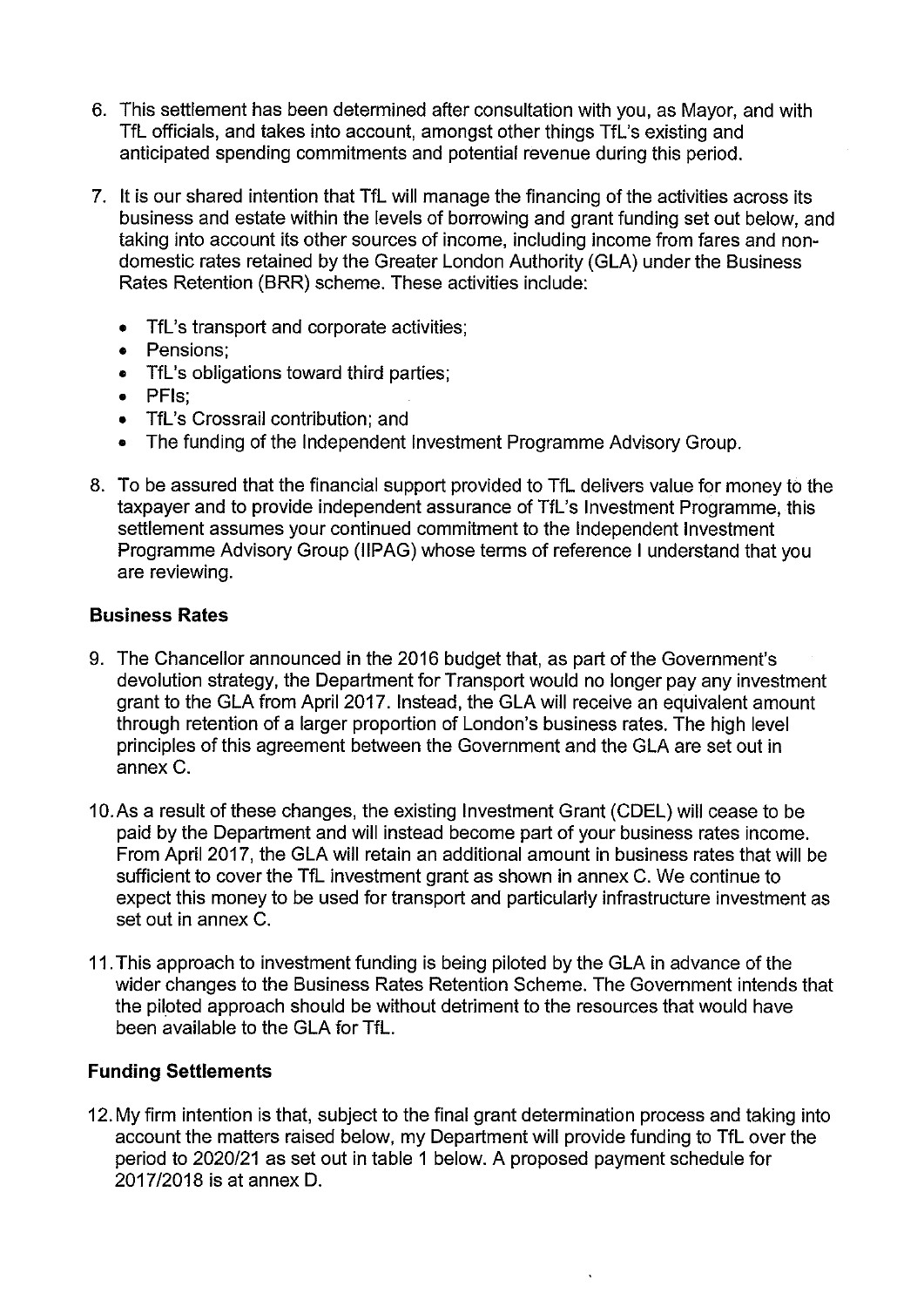6. This settlement has been determined after consultation with you, as Mayor, and with TfL officials, and takes into account, amongst other things TfL's existing and anticipated spending commitments and potential revenue during this period.

7. It is our shared intention that TfL will manage the financing of the activities across its business and estate within the levels of borrowing and grant funding set out below, and taking into account its other sources of income, including income from fares and non-domestic rates retained by the Greater London Authority (GLA) under the Business Rates Retention (BRR) scheme. These activities include:

   - TfL's transport and corporate activities;
   - Pensions;
   - TfL's obligations toward third parties;
   - PFIs;
   - TfL's Crossrail contribution; and
   - The funding of the Independent Investment Programme Advisory Group.

8. To be assured that the financial support provided to TfL delivers value for money to the taxpayer and to provide independent assurance of TfL's Investment Programme, this settlement assumes your continued commitment to the Independent Investment Programme Advisory Group (IIPAG) whose terms of reference I understand that you are reviewing.

**Business Rates**

9. The Chancellor announced in the 2016 budget that, as part of the Government's devolution strategy, the Department for Transport would no longer pay any investment grant to the GLA from April 2017. Instead, the GLA will receive an equivalent amount through retention of a larger proportion of London's business rates. The high level principles of this agreement between the Government and the GLA are set out in annex C.

10. As a result of these changes, the existing Investment Grant (CDEL) will cease to be paid by the Department and will instead become part of your business rates income. From April 2017, the GLA will retain an additional amount in business rates that will be sufficient to cover the TfL investment grant as shown in annex C. We continue to expect this money to be used for transport and particularly infrastructure investment as set out in annex C.

11. This approach to investment funding is being piloted by the GLA in advance of the wider changes to the Business Rates Retention Scheme. The Government intends that the piloted approach should be without detriment to the resources that would have been available to the GLA for TfL.

**Funding Settlements**

12. My firm intention is that, subject to the final grant determination process and taking into account the matters raised below, my Department will provide funding to TfL over the period to 2020/21 as set out in table 1 below. A proposed payment schedule for 2017/2018 is at annex D.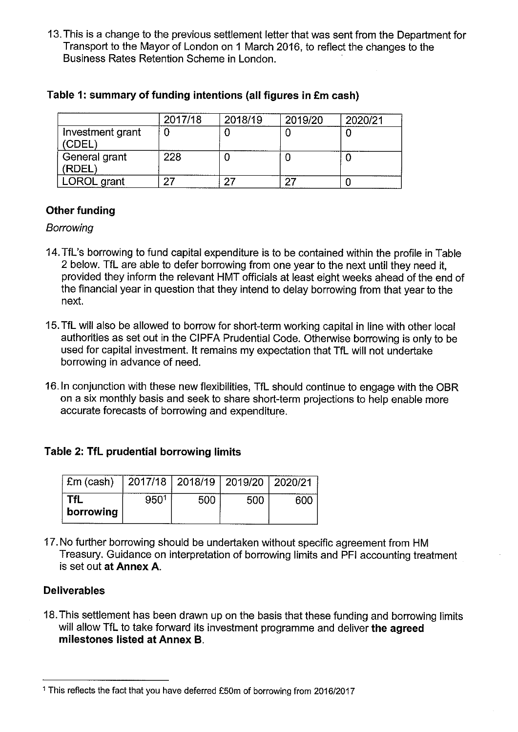13. This is a change to the previous settlement letter that was sent from the Department for Transport to the Mayor of London on 1 March 2016, to reflect the changes to the Business Rates Retention Scheme in London.

**Table 1: summary of funding intentions (all figures in £m cash)**

| | 2017/18 | 2018/19 | 2019/20 | 2020/21 |
|---|---|---|---|---|
| Investment grant (CDEL) | 0 | 0 | 0 | 0 |
| General grant (RDEL) | 228 | 0 | 0 | 0 |
| LOROL grant | 27 | 27 | 27 | 0 |

### Other funding

*Borrowing*

14. TfL's borrowing to fund capital expenditure is to be contained within the profile in Table 2 below. TfL are able to defer borrowing from one year to the next until they need it, provided they inform the relevant HMT officials at least eight weeks ahead of the end of the financial year in question that they intend to delay borrowing from that year to the next.

15. TfL will also be allowed to borrow for short-term working capital in line with other local authorities as set out in the CIPFA Prudential Code. Otherwise borrowing is only to be used for capital investment. It remains my expectation that TfL will not undertake borrowing in advance of need.

16. In conjunction with these new flexibilities, TfL should continue to engage with the OBR on a six monthly basis and seek to share short-term projections to help enable more accurate forecasts of borrowing and expenditure.

**Table 2: TfL prudential borrowing limits**

| £m (cash) | 2017/18 | 2018/19 | 2019/20 | 2020/21 |
|---|---|---|---|---|
| **TfL borrowing** | 950[1] | 500 | 500 | 600 |

17. No further borrowing should be undertaken without specific agreement from HM Treasury. Guidance on interpretation of borrowing limits and PFI accounting treatment is set out **at Annex A**.

### Deliverables

18. This settlement has been drawn up on the basis that these funding and borrowing limits will allow TfL to take forward its investment programme and deliver **the agreed milestones listed at Annex B**.

[1] This reflects the fact that you have deferred £50m of borrowing from 2016/2017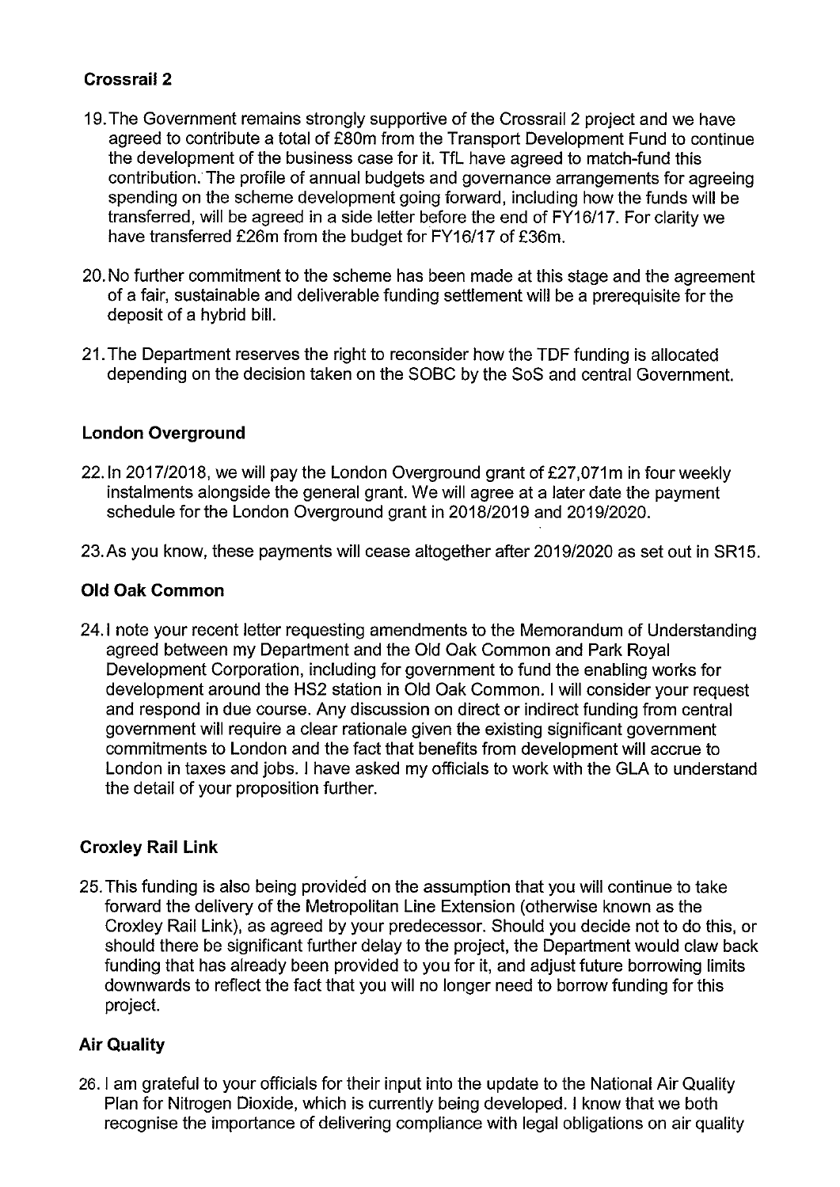## Crossrail 2

19. The Government remains strongly supportive of the Crossrail 2 project and we have agreed to contribute a total of £80m from the Transport Development Fund to continue the development of the business case for it. TfL have agreed to match-fund this contribution. The profile of annual budgets and governance arrangements for agreeing spending on the scheme development going forward, including how the funds will be transferred, will be agreed in a side letter before the end of FY16/17. For clarity we have transferred £26m from the budget for FY16/17 of £36m.

20. No further commitment to the scheme has been made at this stage and the agreement of a fair, sustainable and deliverable funding settlement will be a prerequisite for the deposit of a hybrid bill.

21. The Department reserves the right to reconsider how the TDF funding is allocated depending on the decision taken on the SOBC by the SoS and central Government.

## London Overground

22. In 2017/2018, we will pay the London Overground grant of £27,071m in four weekly instalments alongside the general grant. We will agree at a later date the payment schedule for the London Overground grant in 2018/2019 and 2019/2020.

23. As you know, these payments will cease altogether after 2019/2020 as set out in SR15.

## Old Oak Common

24. I note your recent letter requesting amendments to the Memorandum of Understanding agreed between my Department and the Old Oak Common and Park Royal Development Corporation, including for government to fund the enabling works for development around the HS2 station in Old Oak Common. I will consider your request and respond in due course. Any discussion on direct or indirect funding from central government will require a clear rationale given the existing significant government commitments to London and the fact that benefits from development will accrue to London in taxes and jobs. I have asked my officials to work with the GLA to understand the detail of your proposition further.

## Croxley Rail Link

25. This funding is also being provided on the assumption that you will continue to take forward the delivery of the Metropolitan Line Extension (otherwise known as the Croxley Rail Link), as agreed by your predecessor. Should you decide not to do this, or should there be significant further delay to the project, the Department would claw back funding that has already been provided to you for it, and adjust future borrowing limits downwards to reflect the fact that you will no longer need to borrow funding for this project.

## Air Quality

26. I am grateful to your officials for their input into the update to the National Air Quality Plan for Nitrogen Dioxide, which is currently being developed. I know that we both recognise the importance of delivering compliance with legal obligations on air quality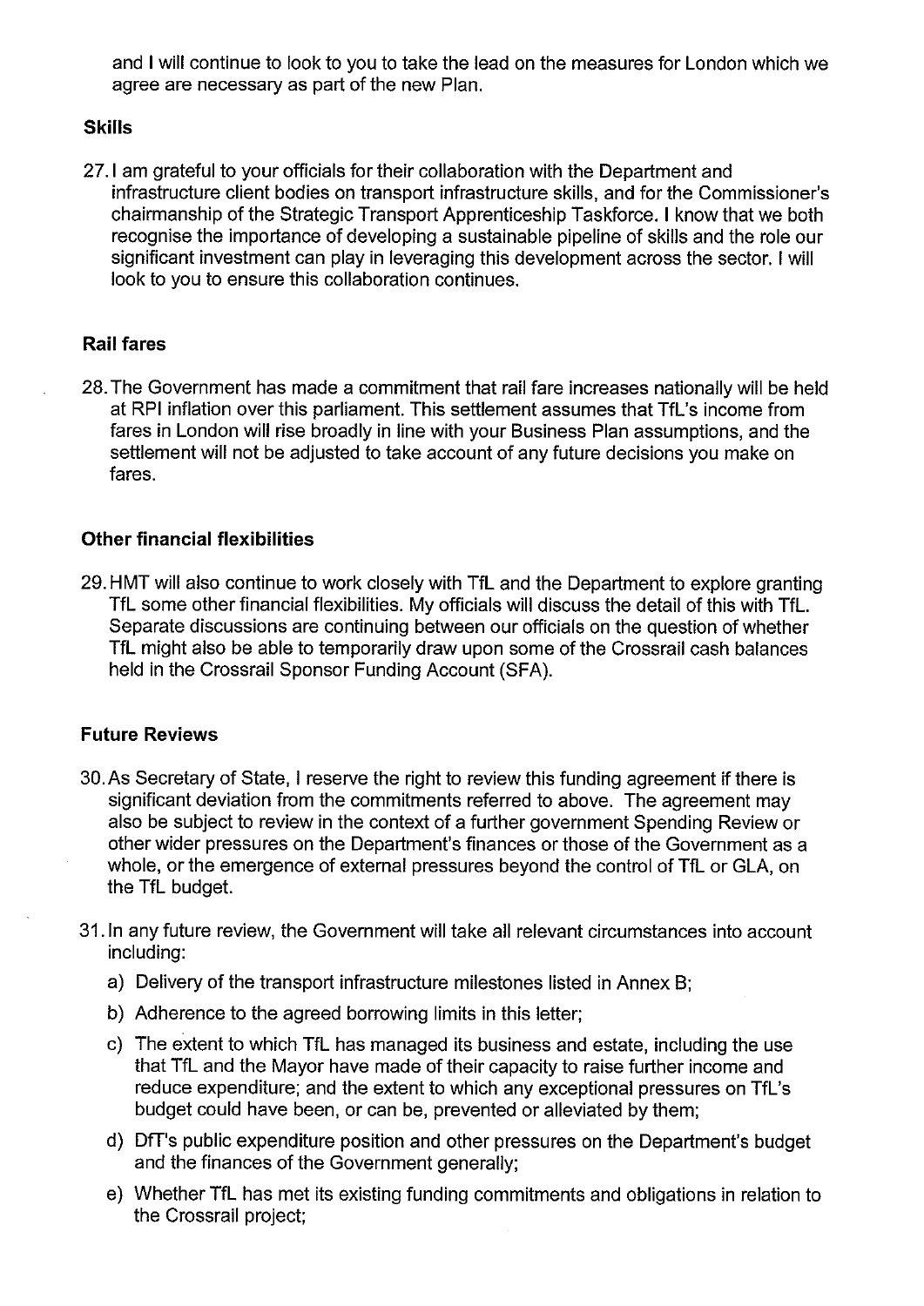and I will continue to look to you to take the lead on the measures for London which we agree are necessary as part of the new Plan.

### Skills

27. I am grateful to your officials for their collaboration with the Department and infrastructure client bodies on transport infrastructure skills, and for the Commissioner's chairmanship of the Strategic Transport Apprenticeship Taskforce. I know that we both recognise the importance of developing a sustainable pipeline of skills and the role our significant investment can play in leveraging this development across the sector. I will look to you to ensure this collaboration continues.

### Rail fares

28. The Government has made a commitment that rail fare increases nationally will be held at RPI inflation over this parliament. This settlement assumes that TfL's income from fares in London will rise broadly in line with your Business Plan assumptions, and the settlement will not be adjusted to take account of any future decisions you make on fares.

### Other financial flexibilities

29. HMT will also continue to work closely with TfL and the Department to explore granting TfL some other financial flexibilities. My officials will discuss the detail of this with TfL. Separate discussions are continuing between our officials on the question of whether TfL might also be able to temporarily draw upon some of the Crossrail cash balances held in the Crossrail Sponsor Funding Account (SFA).

### Future Reviews

30. As Secretary of State, I reserve the right to review this funding agreement if there is significant deviation from the commitments referred to above. The agreement may also be subject to review in the context of a further government Spending Review or other wider pressures on the Department's finances or those of the Government as a whole, or the emergence of external pressures beyond the control of TfL or GLA, on the TfL budget.

31. In any future review, the Government will take all relevant circumstances into account including:
    a) Delivery of the transport infrastructure milestones listed in Annex B;
    b) Adherence to the agreed borrowing limits in this letter;
    c) The extent to which TfL has managed its business and estate, including the use that TfL and the Mayor have made of their capacity to raise further income and reduce expenditure; and the extent to which any exceptional pressures on TfL's budget could have been, or can be, prevented or alleviated by them;
    d) DfT's public expenditure position and other pressures on the Department's budget and the finances of the Government generally;
    e) Whether TfL has met its existing funding commitments and obligations in relation to the Crossrail project;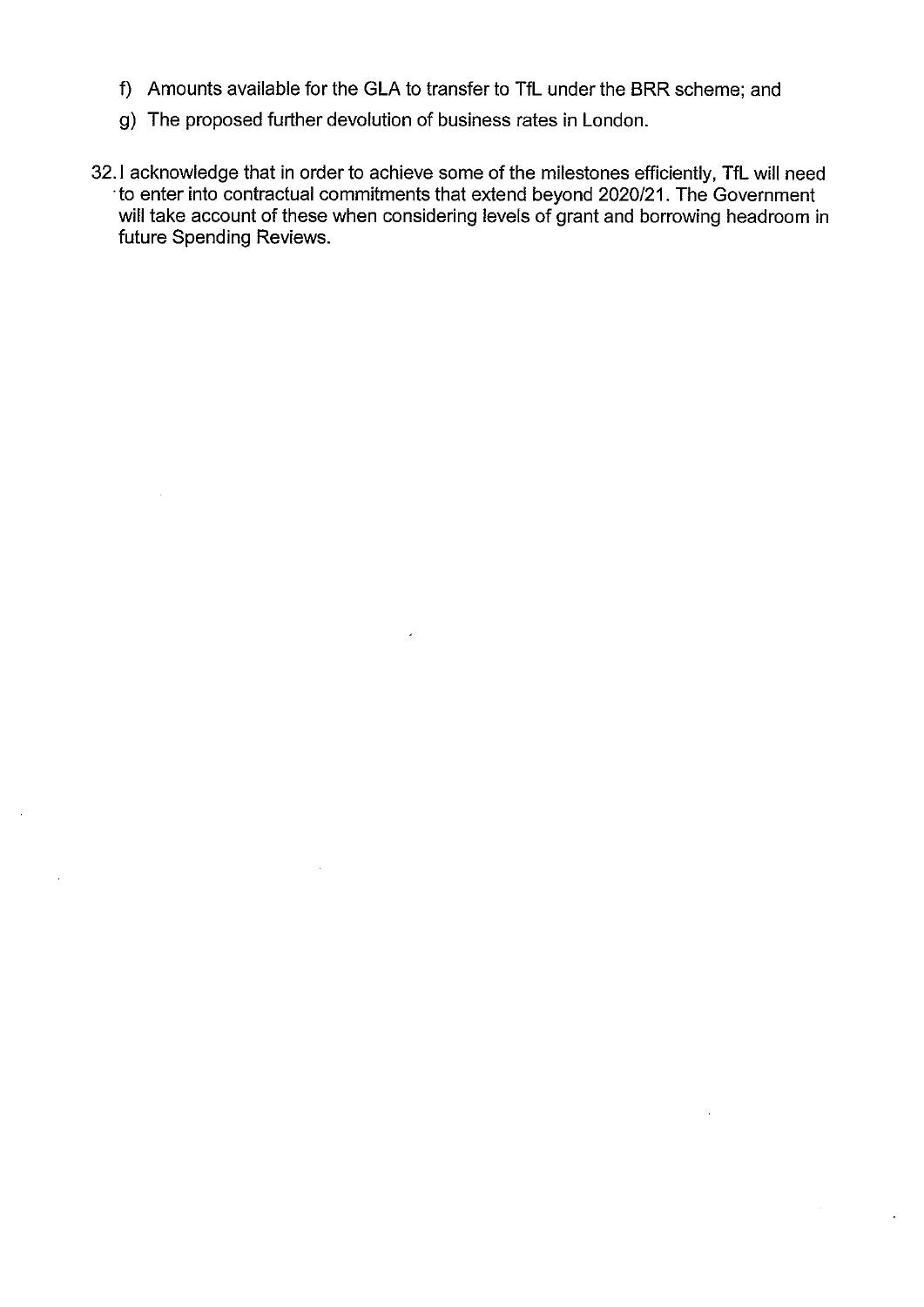f) Amounts available for the GLA to transfer to TfL under the BRR scheme; and

g) The proposed further devolution of business rates in London.

32. I acknowledge that in order to achieve some of the milestones efficiently, TfL will need to enter into contractual commitments that extend beyond 2020/21. The Government will take account of these when considering levels of grant and borrowing headroom in future Spending Reviews.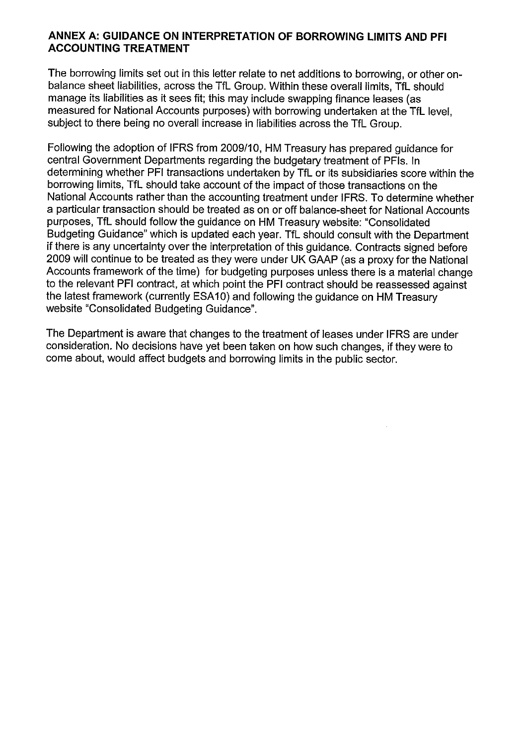## ANNEX A: GUIDANCE ON INTERPRETATION OF BORROWING LIMITS AND PFI ACCOUNTING TREATMENT

The borrowing limits set out in this letter relate to net additions to borrowing, or other on-balance sheet liabilities, across the TfL Group. Within these overall limits, TfL should manage its liabilities as it sees fit; this may include swapping finance leases (as measured for National Accounts purposes) with borrowing undertaken at the TfL level, subject to there being no overall increase in liabilities across the TfL Group.

Following the adoption of IFRS from 2009/10, HM Treasury has prepared guidance for central Government Departments regarding the budgetary treatment of PFIs. In determining whether PFI transactions undertaken by TfL or its subsidiaries score within the borrowing limits, TfL should take account of the impact of those transactions on the National Accounts rather than the accounting treatment under IFRS. To determine whether a particular transaction should be treated as on or off balance-sheet for National Accounts purposes, TfL should follow the guidance on HM Treasury website: "Consolidated Budgeting Guidance" which is updated each year. TfL should consult with the Department if there is any uncertainty over the interpretation of this guidance. Contracts signed before 2009 will continue to be treated as they were under UK GAAP (as a proxy for the National Accounts framework of the time) for budgeting purposes unless there is a material change to the relevant PFI contract, at which point the PFI contract should be reassessed against the latest framework (currently ESA10) and following the guidance on HM Treasury website "Consolidated Budgeting Guidance".

The Department is aware that changes to the treatment of leases under IFRS are under consideration. No decisions have yet been taken on how such changes, if they were to come about, would affect budgets and borrowing limits in the public sector.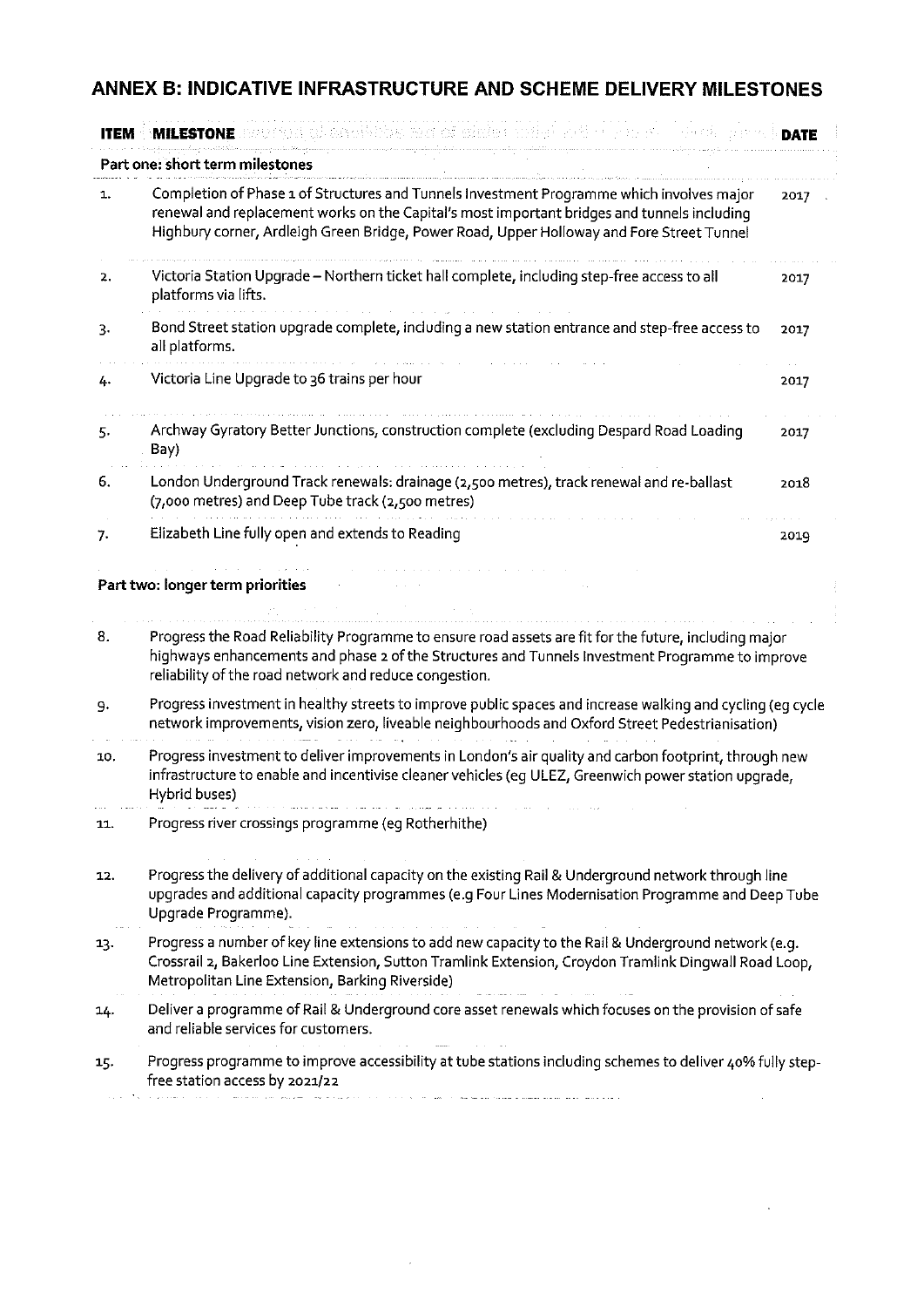## ANNEX B: INDICATIVE INFRASTRUCTURE AND SCHEME DELIVERY MILESTONES

| ITEM | MILESTONE | DATE |
|---|---|---|
| **Part one: short term milestones** | | |
| 1. | Completion of Phase 1 of Structures and Tunnels Investment Programme which involves major renewal and replacement works on the Capital's most important bridges and tunnels including Highbury corner, Ardleigh Green Bridge, Power Road, Upper Holloway and Fore Street Tunnel | 2017 |
| 2. | Victoria Station Upgrade – Northern ticket hall complete, including step-free access to all platforms via lifts. | 2017 |
| 3. | Bond Street station upgrade complete, including a new station entrance and step-free access to all platforms. | 2017 |
| 4. | Victoria Line Upgrade to 36 trains per hour | 2017 |
| 5. | Archway Gyratory Better Junctions, construction complete (excluding Despard Road Loading Bay) | 2017 |
| 6. | London Underground Track renewals: drainage (2,500 metres), track renewal and re-ballast (7,000 metres) and Deep Tube track (2,500 metres) | 2018 |
| 7. | Elizabeth Line fully open and extends to Reading | 2019 |
| **Part two: longer term priorities** | | |
| 8. | Progress the Road Reliability Programme to ensure road assets are fit for the future, including major highways enhancements and phase 2 of the Structures and Tunnels Investment Programme to improve reliability of the road network and reduce congestion. | |
| 9. | Progress investment in healthy streets to improve public spaces and increase walking and cycling (eg cycle network improvements, vision zero, liveable neighbourhoods and Oxford Street Pedestrianisation) | |
| 10. | Progress investment to deliver improvements in London's air quality and carbon footprint, through new infrastructure to enable and incentivise cleaner vehicles (eg ULEZ, Greenwich power station upgrade, Hybrid buses) | |
| 11. | Progress river crossings programme (eg Rotherhithe) | |
| 12. | Progress the delivery of additional capacity on the existing Rail & Underground network through line upgrades and additional capacity programmes (e.g Four Lines Modernisation Programme and Deep Tube Upgrade Programme). | |
| 13. | Progress a number of key line extensions to add new capacity to the Rail & Underground network (e.g. Crossrail 2, Bakerloo Line Extension, Sutton Tramlink Extension, Croydon Tramlink Dingwall Road Loop, Metropolitan Line Extension, Barking Riverside) | |
| 14. | Deliver a programme of Rail & Underground core asset renewals which focuses on the provision of safe and reliable services for customers. | |
| 15. | Progress programme to improve accessibility at tube stations including schemes to deliver 40% fully step-free station access by 2021/22 | |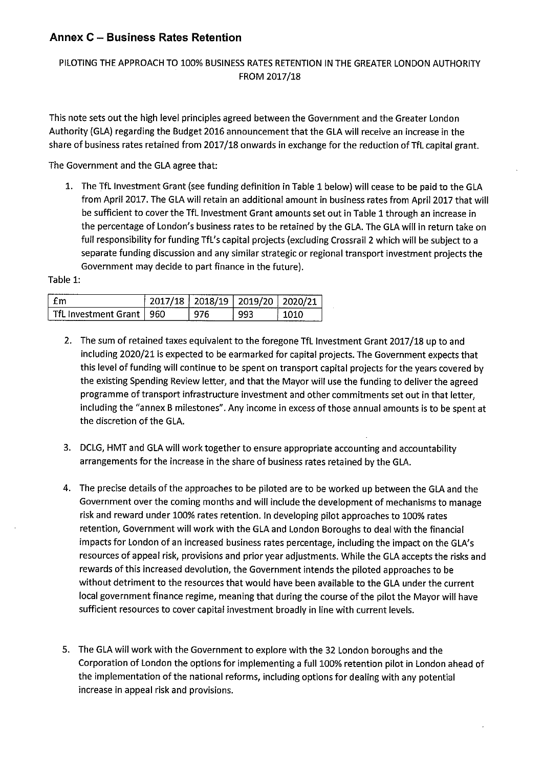## Annex C – Business Rates Retention

PILOTING THE APPROACH TO 100% BUSINESS RATES RETENTION IN THE GREATER LONDON AUTHORITY FROM 2017/18

This note sets out the high level principles agreed between the Government and the Greater London Authority (GLA) regarding the Budget 2016 announcement that the GLA will receive an increase in the share of business rates retained from 2017/18 onwards in exchange for the reduction of TfL capital grant.

The Government and the GLA agree that:

1. The TfL Investment Grant (see funding definition in Table 1 below) will cease to be paid to the GLA from April 2017. The GLA will retain an additional amount in business rates from April 2017 that will be sufficient to cover the TfL Investment Grant amounts set out in Table 1 through an increase in the percentage of London's business rates to be retained by the GLA. The GLA will in return take on full responsibility for funding TfL's capital projects (excluding Crossrail 2 which will be subject to a separate funding discussion and any similar strategic or regional transport investment projects the Government may decide to part finance in the future).

Table 1:

| £m | 2017/18 | 2018/19 | 2019/20 | 2020/21 |
|---|---|---|---|---|
| TfL Investment Grant | 960 | 976 | 993 | 1010 |

2. The sum of retained taxes equivalent to the foregone TfL Investment Grant 2017/18 up to and including 2020/21 is expected to be earmarked for capital projects. The Government expects that this level of funding will continue to be spent on transport capital projects for the years covered by the existing Spending Review letter, and that the Mayor will use the funding to deliver the agreed programme of transport infrastructure investment and other commitments set out in that letter, including the "annex B milestones". Any income in excess of those annual amounts is to be spent at the discretion of the GLA.

3. DCLG, HMT and GLA will work together to ensure appropriate accounting and accountability arrangements for the increase in the share of business rates retained by the GLA.

4. The precise details of the approaches to be piloted are to be worked up between the GLA and the Government over the coming months and will include the development of mechanisms to manage risk and reward under 100% rates retention. In developing pilot approaches to 100% rates retention, Government will work with the GLA and London Boroughs to deal with the financial impacts for London of an increased business rates percentage, including the impact on the GLA's resources of appeal risk, provisions and prior year adjustments. While the GLA accepts the risks and rewards of this increased devolution, the Government intends the piloted approaches to be without detriment to the resources that would have been available to the GLA under the current local government finance regime, meaning that during the course of the pilot the Mayor will have sufficient resources to cover capital investment broadly in line with current levels.

5. The GLA will work with the Government to explore with the 32 London boroughs and the Corporation of London the options for implementing a full 100% retention pilot in London ahead of the implementation of the national reforms, including options for dealing with any potential increase in appeal risk and provisions.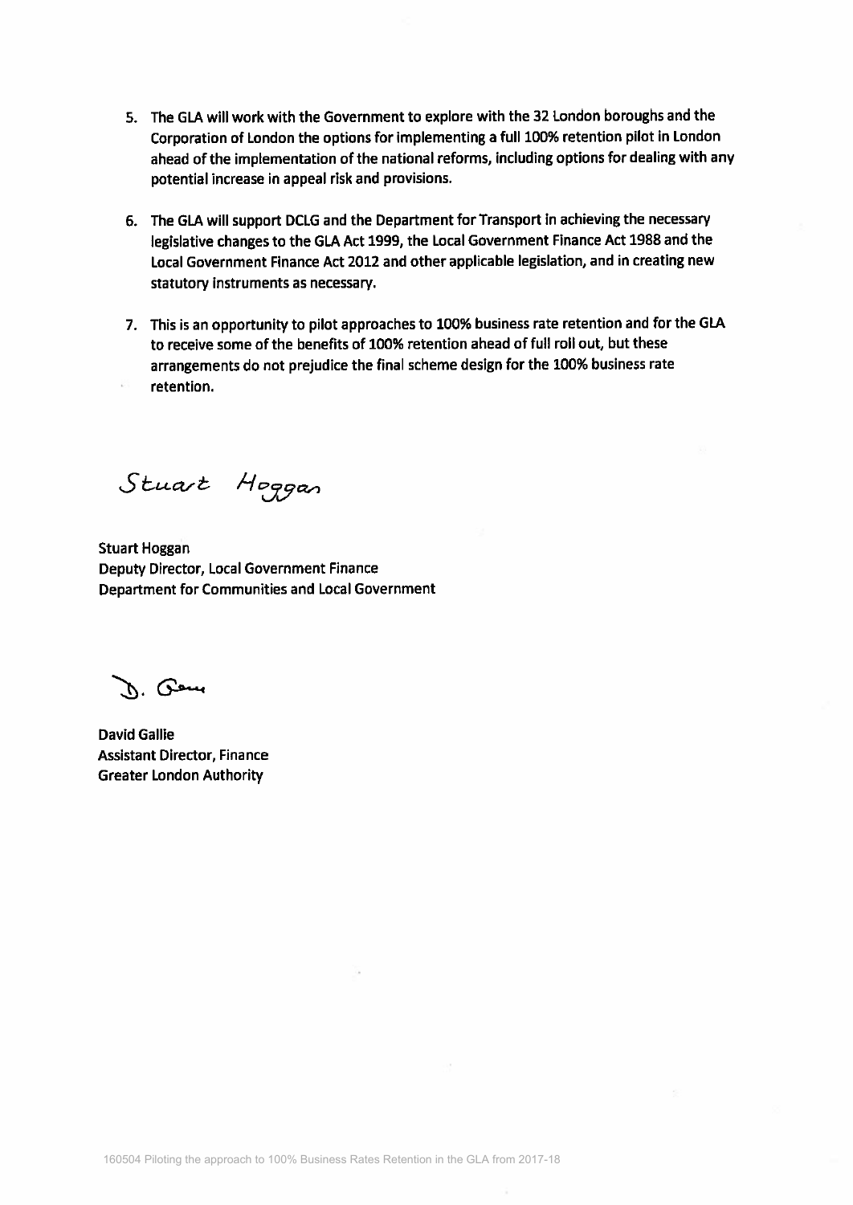5. The GLA will work with the Government to explore with the 32 London boroughs and the Corporation of London the options for implementing a full 100% retention pilot in London ahead of the implementation of the national reforms, including options for dealing with any potential increase in appeal risk and provisions.

6. The GLA will support DCLG and the Department for Transport in achieving the necessary legislative changes to the GLA Act 1999, the Local Government Finance Act 1988 and the Local Government Finance Act 2012 and other applicable legislation, and in creating new statutory instruments as necessary.

7. This is an opportunity to pilot approaches to 100% business rate retention and for the GLA to receive some of the benefits of 100% retention ahead of full roll out, but these arrangements do not prejudice the final scheme design for the 100% business rate retention.

Stuart Hoggan

**Stuart Hoggan**
**Deputy Director, Local Government Finance**
**Department for Communities and Local Government**

D. Gallie

**David Gallie**
**Assistant Director, Finance**
**Greater London Authority**

160504 Piloting the approach to 100% Business Rates Retention in the GLA from 2017-18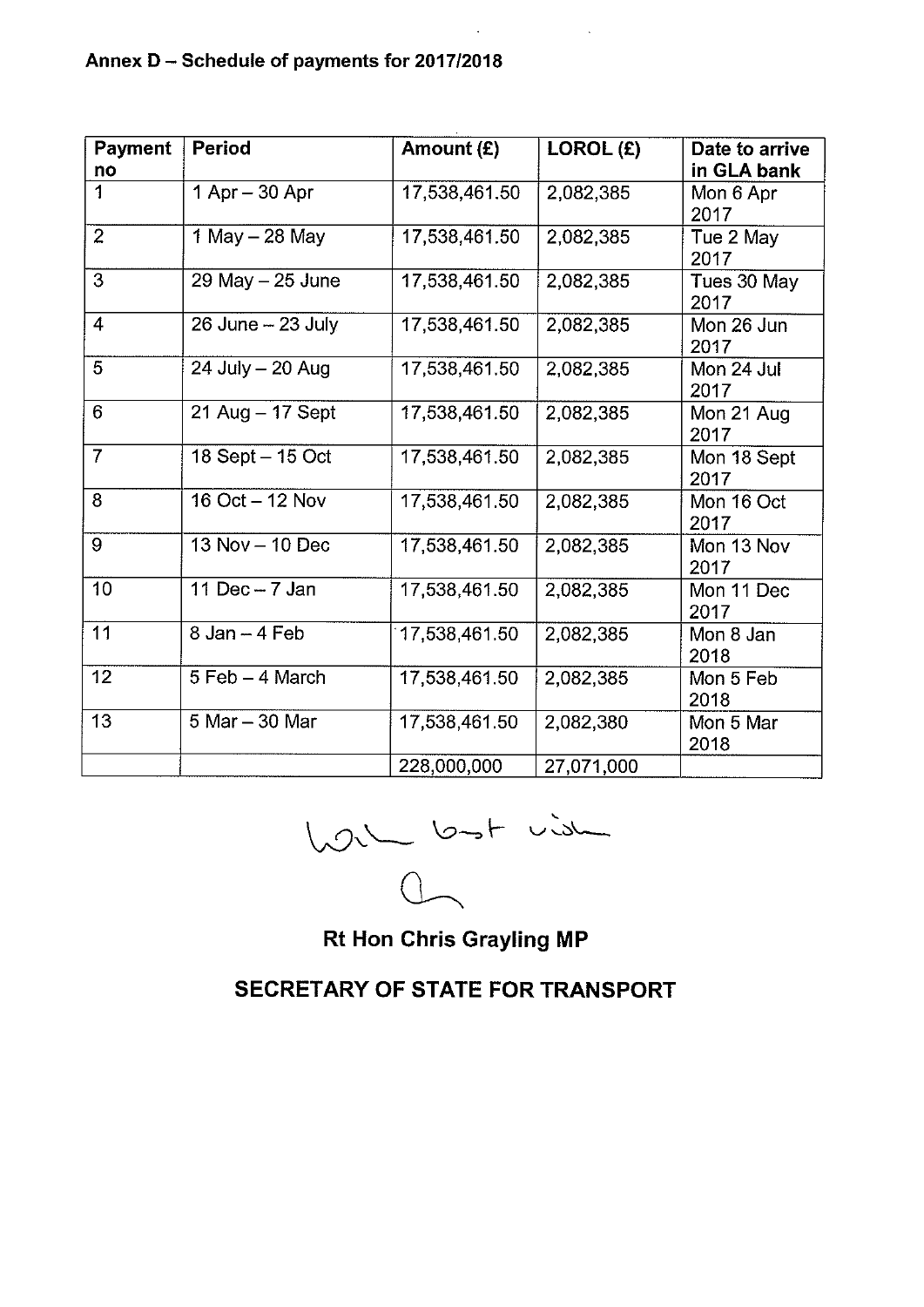**Annex D – Schedule of payments for 2017/2018**

| Payment no | Period | Amount (£) | LOROL (£) | Date to arrive in GLA bank |
|---|---|---|---|---|
| 1 | 1 Apr – 30 Apr | 17,538,461.50 | 2,082,385 | Mon 6 Apr 2017 |
| 2 | 1 May – 28 May | 17,538,461.50 | 2,082,385 | Tue 2 May 2017 |
| 3 | 29 May – 25 June | 17,538,461.50 | 2,082,385 | Tues 30 May 2017 |
| 4 | 26 June – 23 July | 17,538,461.50 | 2,082,385 | Mon 26 Jun 2017 |
| 5 | 24 July – 20 Aug | 17,538,461.50 | 2,082,385 | Mon 24 Jul 2017 |
| 6 | 21 Aug – 17 Sept | 17,538,461.50 | 2,082,385 | Mon 21 Aug 2017 |
| 7 | 18 Sept – 15 Oct | 17,538,461.50 | 2,082,385 | Mon 18 Sept 2017 |
| 8 | 16 Oct – 12 Nov | 17,538,461.50 | 2,082,385 | Mon 16 Oct 2017 |
| 9 | 13 Nov – 10 Dec | 17,538,461.50 | 2,082,385 | Mon 13 Nov 2017 |
| 10 | 11 Dec – 7 Jan | 17,538,461.50 | 2,082,385 | Mon 11 Dec 2017 |
| 11 | 8 Jan – 4 Feb | 17,538,461.50 | 2,082,385 | Mon 8 Jan 2018 |
| 12 | 5 Feb – 4 March | 17,538,461.50 | 2,082,385 | Mon 5 Feb 2018 |
| 13 | 5 Mar – 30 Mar | 17,538,461.50 | 2,082,380 | Mon 5 Mar 2018 |
| | | 228,000,000 | 27,071,000 | |

With best wishes

**Rt Hon Chris Grayling MP**

**SECRETARY OF STATE FOR TRANSPORT**